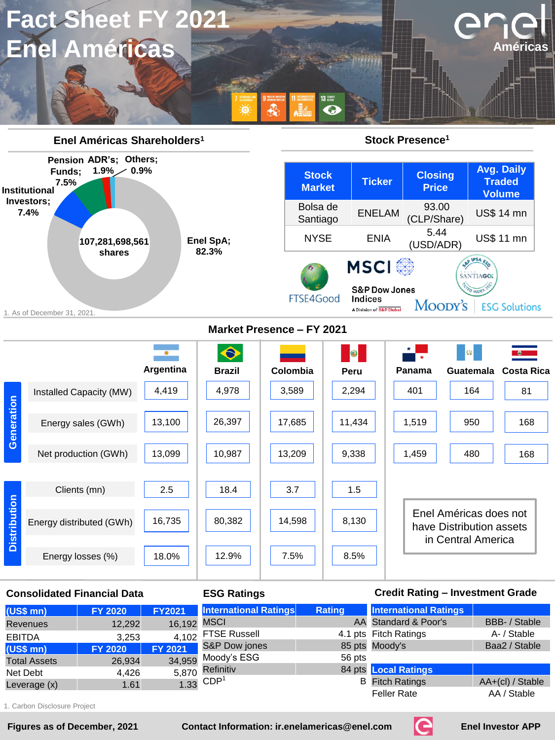# Fact Sheet FY 2021
# Enel Américas

## Enel Américas Shareholders[1]

107,281,698,561 shares

- Enel SpA; 82.3%
- Institutional Investors; 7.4%
- Pension Funds; 7.5%
- ADR's; 1.9%
- Others; 0.9%

1. As of December 31, 2021.

## Stock Presence[1]

| Stock Market | Ticker | Closing Price | Avg. Daily Traded Volume |
|---|---|---|---|
| Bolsa de Santiago | ENELAM | 93.00 (CLP/Share) | US$ 14 mn |
| NYSE | ENIA | 5.44 (USD/ADR) | US$ 11 mn |

FTSE4Good · MSCI · S&P Dow Jones Indices · S&P IPSA ESG Santiago · Moody's ESG Solutions

## Market Presence – FY 2021

| | | Argentina | Brazil | Colombia | Peru | Panama | Guatemala | Costa Rica |
|---|---|---|---|---|---|---|---|---|
| Generation | Installed Capacity (MW) | 4,419 | 4,978 | 3,589 | 2,294 | 401 | 164 | 81 |
| | Energy sales (GWh) | 13,100 | 26,397 | 17,685 | 11,434 | 1,519 | 950 | 168 |
| | Net production (GWh) | 13,099 | 10,987 | 13,209 | 9,338 | 1,459 | 480 | 168 |
| Distribution | Clients (mn) | 2.5 | 18.4 | 3.7 | 1.5 | | | |
| | Energy distributed (GWh) | 16,735 | 80,382 | 14,598 | 8,130 | | | |
| | Energy losses (%) | 18.0% | 12.9% | 7.5% | 8.5% | | | |

Enel Américas does not have Distribution assets in Central America

## Consolidated Financial Data

| (US$ mn) | FY 2020 | FY2021 |
|---|---|---|
| Revenues | 12,292 | 16,192 |
| EBITDA | 3,253 | 4,102 |
| **(US$ mn)** | **FY 2020** | **FY 2021** |
| Total Assets | 26,934 | 34,959 |
| Net Debt | 4,426 | 5,870 |
| Leverage (x) | 1.61 | 1.33 |

## ESG Ratings

| International Ratings | Rating |
|---|---|
| MSCI | AA |
| FTSE Russell | 4.1 pts |
| S&P Dow jones | 85 pts |
| Moody's ESG | 56 pts |
| Refinitiv | 84 pts |
| CDP[1] | B |

1. Carbon Disclosure Project

## Credit Rating – Investment Grade

| International Ratings | |
|---|---|
| Standard & Poor's | BBB- / Stable |
| Fitch Ratings | A- / Stable |
| Moody's | Baa2 / Stable |
| **Local Ratings** | |
| Fitch Ratings | AA+(cl) / Stable |
| Feller Rate | AA / Stable |

**Figures as of December, 2021** **Contact Information: ir.enelamericas@enel.com** **Enel Investor APP**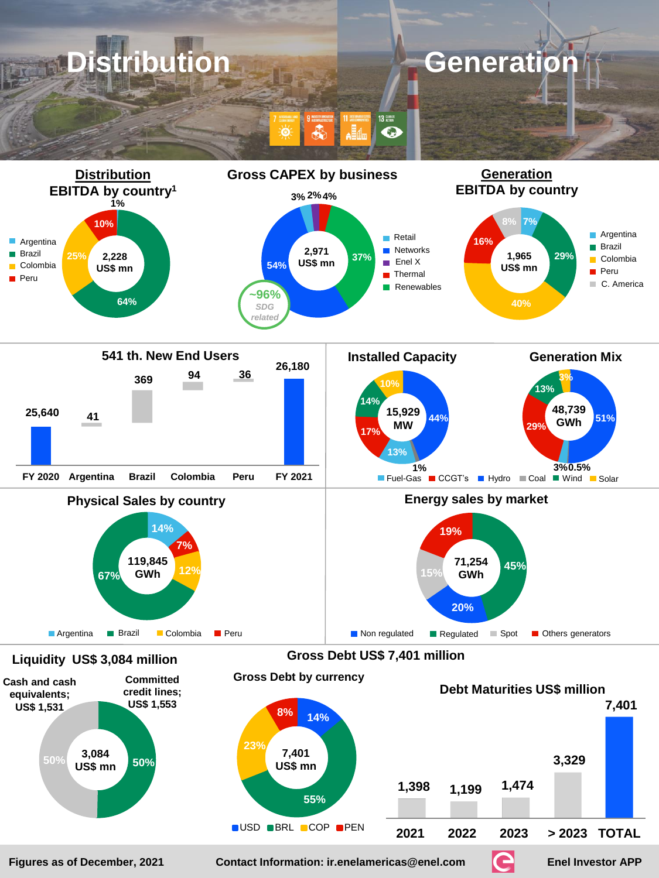# Distribution

# Generation

## Distribution EBITDA by country[1]

2,228 US$ mn

64%
25%
10%
1%

- Argentina
- Brazil
- Colombia
- Peru

## Gross CAPEX by business

2,971 US$ mn

54%
37%
3%
2%
4%

~96% SDG related

- Retail
- Networks
- Enel X
- Thermal
- Renewables

## Generation EBITDA by country

1,965 US$ mn

29%
40%
16%
8%
7%

- Argentina
- Brazil
- Colombia
- Peru
- C. America

## 541 th. New End Users

25,640
41
369
94
36
26,180

FY 2020
Argentina
Brazil
Colombia
Peru
FY 2021

## Installed Capacity

15,929 MW

44%
13%
1%
17%
14%
10%

## Generation Mix

48,739 GWh

51%
3%
0.5%
29%
13%
3%

- Fuel-Gas
- CCGT's
- Hydro
- Coal
- Wind
- Solar

## Physical Sales by country

119,845 GWh

14%
7%
12%
67%

- Argentina
- Brazil
- Colombia
- Peru

## Energy sales by market

71,254 GWh

45%
20%
15%
19%

- Non regulated
- Regulated
- Spot
- Others generators

## Liquidity US$ 3,084 million

Cash and cash equivalents; US$ 1,531

Committed credit lines; US$ 1,553

3,084 US$ mn

50%
50%

## Gross Debt US$ 7,401 million

### Gross Debt by currency

7,401 US$ mn

14%
55%
23%
8%

- USD
- BRL
- COP
- PEN

### Debt Maturities US$ million

1,398
1,199
1,474
3,329
7,401

2021
2022
2023
> 2023
TOTAL

Figures as of December, 2021

Contact Information: ir.enelamericas@enel.com

Enel Investor APP